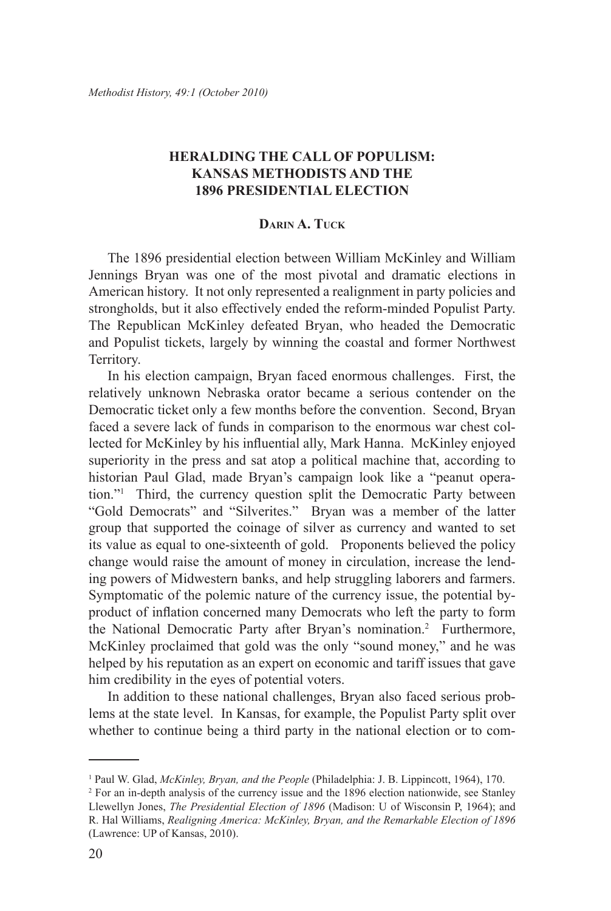# HERALDING THE CALL OF POPULISM: KANSAS METHODISTS AND THE 1896 PRESIDENTIAL ELECTION

**Darin A. Tuck**

The 1896 presidential election between William McKinley and William Jennings Bryan was one of the most pivotal and dramatic elections in American history. It not only represented a realignment in party policies and strongholds, but it also effectively ended the reform-minded Populist Party. The Republican McKinley defeated Bryan, who headed the Democratic and Populist tickets, largely by winning the coastal and former Northwest Territory.

In his election campaign, Bryan faced enormous challenges. First, the relatively unknown Nebraska orator became a serious contender on the Democratic ticket only a few months before the convention. Second, Bryan faced a severe lack of funds in comparison to the enormous war chest collected for McKinley by his influential ally, Mark Hanna. McKinley enjoyed superiority in the press and sat atop a political machine that, according to historian Paul Glad, made Bryan's campaign look like a "peanut operation."[1] Third, the currency question split the Democratic Party between "Gold Democrats" and "Silverites." Bryan was a member of the latter group that supported the coinage of silver as currency and wanted to set its value as equal to one-sixteenth of gold. Proponents believed the policy change would raise the amount of money in circulation, increase the lending powers of Midwestern banks, and help struggling laborers and farmers. Symptomatic of the polemic nature of the currency issue, the potential by-product of inflation concerned many Democrats who left the party to form the National Democratic Party after Bryan's nomination.[2] Furthermore, McKinley proclaimed that gold was the only "sound money," and he was helped by his reputation as an expert on economic and tariff issues that gave him credibility in the eyes of potential voters.

In addition to these national challenges, Bryan also faced serious problems at the state level. In Kansas, for example, the Populist Party split over whether to continue being a third party in the national election or to com-

---

[1] Paul W. Glad, *McKinley, Bryan, and the People* (Philadelphia: J. B. Lippincott, 1964), 170.

[2] For an in-depth analysis of the currency issue and the 1896 election nationwide, see Stanley Llewellyn Jones, *The Presidential Election of 1896* (Madison: U of Wisconsin P, 1964); and R. Hal Williams, *Realigning America: McKinley, Bryan, and the Remarkable Election of 1896* (Lawrence: UP of Kansas, 2010).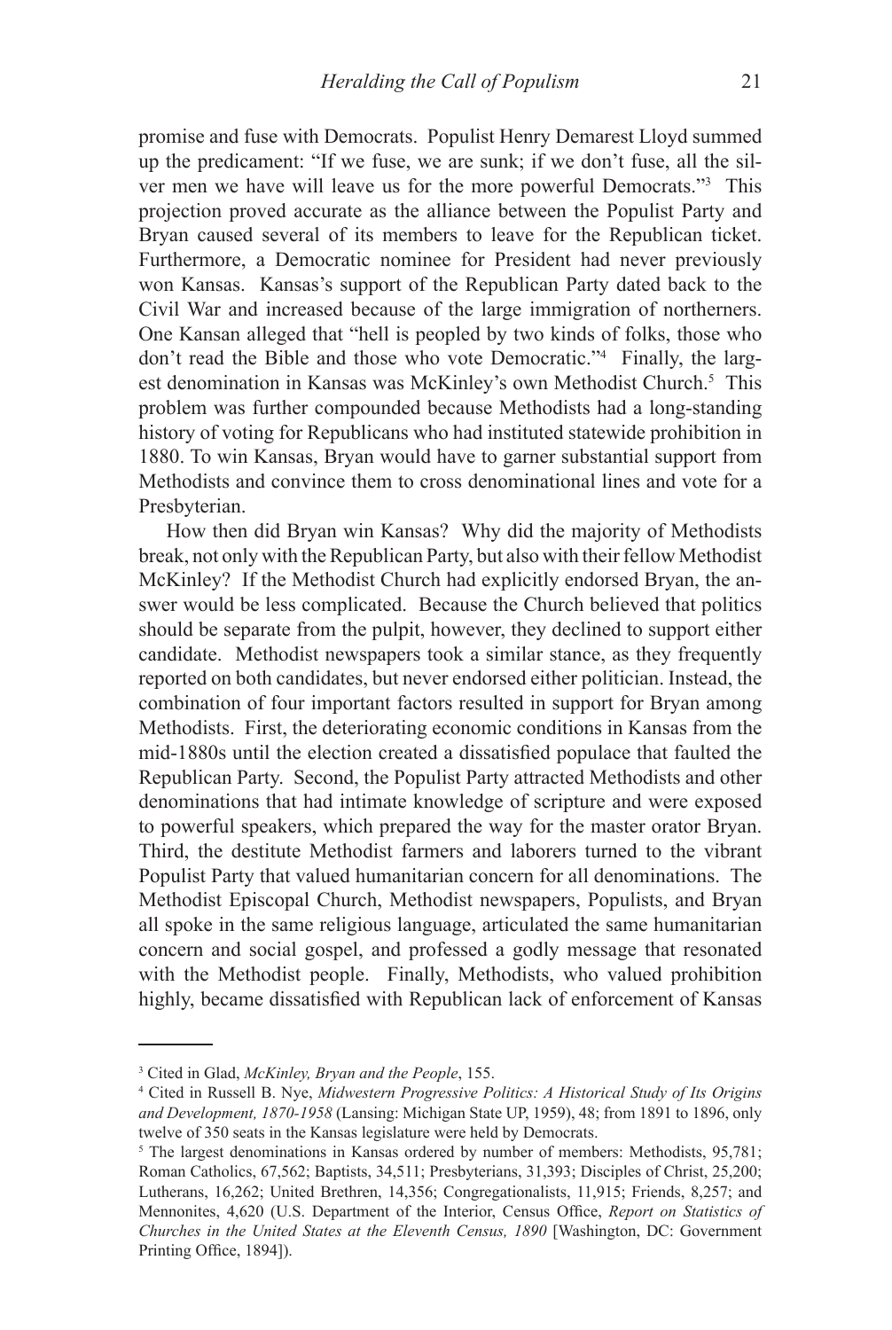promise and fuse with Democrats. Populist Henry Demarest Lloyd summed up the predicament: "If we fuse, we are sunk; if we don't fuse, all the silver men we have will leave us for the more powerful Democrats."[3] This projection proved accurate as the alliance between the Populist Party and Bryan caused several of its members to leave for the Republican ticket. Furthermore, a Democratic nominee for President had never previously won Kansas. Kansas's support of the Republican Party dated back to the Civil War and increased because of the large immigration of northerners. One Kansan alleged that "hell is peopled by two kinds of folks, those who don't read the Bible and those who vote Democratic."[4] Finally, the largest denomination in Kansas was McKinley's own Methodist Church.[5] This problem was further compounded because Methodists had a long-standing history of voting for Republicans who had instituted statewide prohibition in 1880. To win Kansas, Bryan would have to garner substantial support from Methodists and convince them to cross denominational lines and vote for a Presbyterian.

How then did Bryan win Kansas? Why did the majority of Methodists break, not only with the Republican Party, but also with their fellow Methodist McKinley? If the Methodist Church had explicitly endorsed Bryan, the answer would be less complicated. Because the Church believed that politics should be separate from the pulpit, however, they declined to support either candidate. Methodist newspapers took a similar stance, as they frequently reported on both candidates, but never endorsed either politician. Instead, the combination of four important factors resulted in support for Bryan among Methodists. First, the deteriorating economic conditions in Kansas from the mid-1880s until the election created a dissatisfied populace that faulted the Republican Party. Second, the Populist Party attracted Methodists and other denominations that had intimate knowledge of scripture and were exposed to powerful speakers, which prepared the way for the master orator Bryan. Third, the destitute Methodist farmers and laborers turned to the vibrant Populist Party that valued humanitarian concern for all denominations. The Methodist Episcopal Church, Methodist newspapers, Populists, and Bryan all spoke in the same religious language, articulated the same humanitarian concern and social gospel, and professed a godly message that resonated with the Methodist people. Finally, Methodists, who valued prohibition highly, became dissatisfied with Republican lack of enforcement of Kansas

---

[3] Cited in Glad, *McKinley, Bryan and the People*, 155.

[4] Cited in Russell B. Nye, *Midwestern Progressive Politics: A Historical Study of Its Origins and Development, 1870-1958* (Lansing: Michigan State UP, 1959), 48; from 1891 to 1896, only twelve of 350 seats in the Kansas legislature were held by Democrats.

[5] The largest denominations in Kansas ordered by number of members: Methodists, 95,781; Roman Catholics, 67,562; Baptists, 34,511; Presbyterians, 31,393; Disciples of Christ, 25,200; Lutherans, 16,262; United Brethren, 14,356; Congregationalists, 11,915; Friends, 8,257; and Mennonites, 4,620 (U.S. Department of the Interior, Census Office, *Report on Statistics of Churches in the United States at the Eleventh Census, 1890* [Washington, DC: Government Printing Office, 1894]).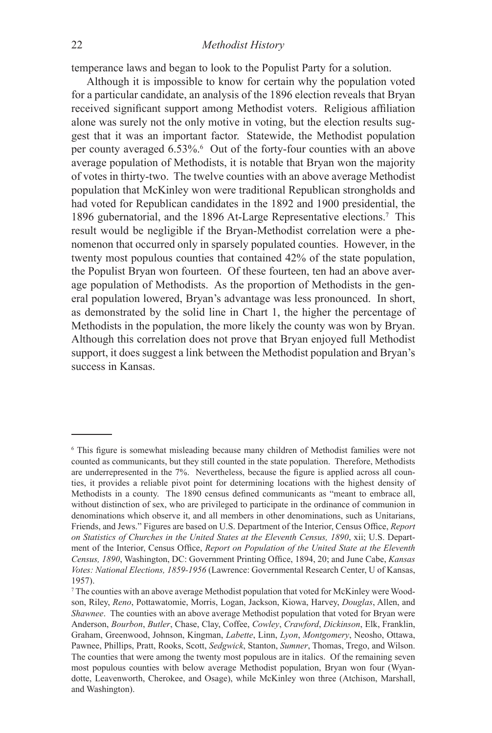temperance laws and began to look to the Populist Party for a solution.

Although it is impossible to know for certain why the population voted for a particular candidate, an analysis of the 1896 election reveals that Bryan received significant support among Methodist voters. Religious affiliation alone was surely not the only motive in voting, but the election results suggest that it was an important factor. Statewide, the Methodist population per county averaged 6.53%.[6] Out of the forty-four counties with an above average population of Methodists, it is notable that Bryan won the majority of votes in thirty-two. The twelve counties with an above average Methodist population that McKinley won were traditional Republican strongholds and had voted for Republican candidates in the 1892 and 1900 presidential, the 1896 gubernatorial, and the 1896 At-Large Representative elections.[7] This result would be negligible if the Bryan-Methodist correlation were a phenomenon that occurred only in sparsely populated counties. However, in the twenty most populous counties that contained 42% of the state population, the Populist Bryan won fourteen. Of these fourteen, ten had an above average population of Methodists. As the proportion of Methodists in the general population lowered, Bryan's advantage was less pronounced. In short, as demonstrated by the solid line in Chart 1, the higher the percentage of Methodists in the population, the more likely the county was won by Bryan. Although this correlation does not prove that Bryan enjoyed full Methodist support, it does suggest a link between the Methodist population and Bryan's success in Kansas.

---

[6] This figure is somewhat misleading because many children of Methodist families were not counted as communicants, but they still counted in the state population. Therefore, Methodists are underrepresented in the 7%. Nevertheless, because the figure is applied across all counties, it provides a reliable pivot point for determining locations with the highest density of Methodists in a county. The 1890 census defined communicants as "meant to embrace all, without distinction of sex, who are privileged to participate in the ordinance of communion in denominations which observe it, and all members in other denominations, such as Unitarians, Friends, and Jews." Figures are based on U.S. Department of the Interior, Census Office, *Report on Statistics of Churches in the United States at the Eleventh Census, 1890*, xii; U.S. Department of the Interior, Census Office, *Report on Population of the United State at the Eleventh Census, 1890*, Washington, DC: Government Printing Office, 1894, 20; and June Cabe, *Kansas Votes: National Elections, 1859-1956* (Lawrence: Governmental Research Center, U of Kansas, 1957).

[7] The counties with an above average Methodist population that voted for McKinley were Woodson, Riley, *Reno*, Pottawatomie, Morris, Logan, Jackson, Kiowa, Harvey, *Douglas*, Allen, and *Shawnee*. The counties with an above average Methodist population that voted for Bryan were Anderson, *Bourbon*, *Butler*, Chase, Clay, Coffee, *Cowley*, *Crawford*, *Dickinson*, Elk, Franklin, Graham, Greenwood, Johnson, Kingman, *Labette*, Linn, *Lyon*, *Montgomery*, Neosho, Ottawa, Pawnee, Phillips, Pratt, Rooks, Scott, *Sedgwick*, Stanton, *Sumner*, Thomas, Trego, and Wilson. The counties that were among the twenty most populous are in italics. Of the remaining seven most populous counties with below average Methodist population, Bryan won four (Wyandotte, Leavenworth, Cherokee, and Osage), while McKinley won three (Atchison, Marshall, and Washington).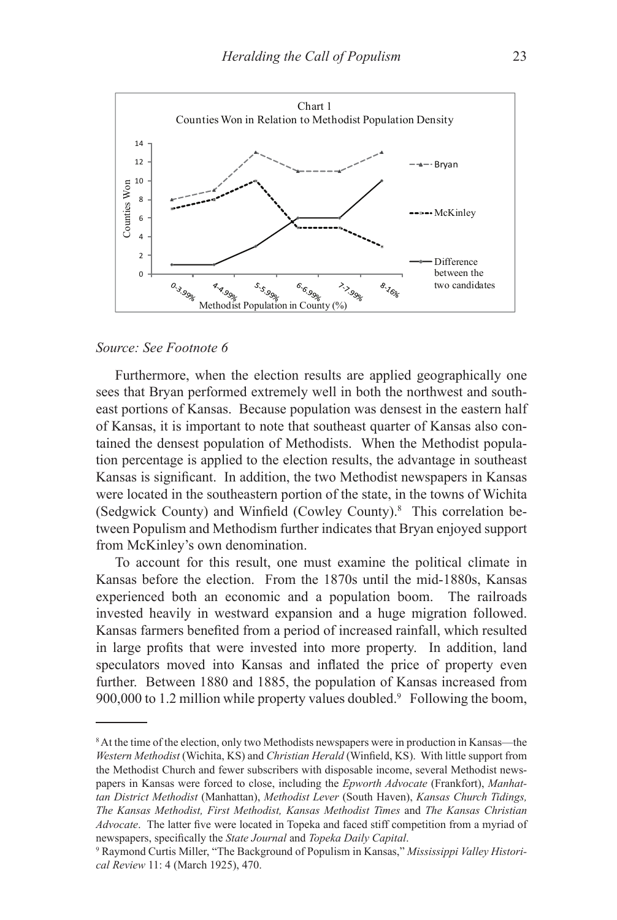Chart 1
Counties Won in Relation to Methodist Population Density

*Source: See Footnote 6*

Furthermore, when the election results are applied geographically one sees that Bryan performed extremely well in both the northwest and southeast portions of Kansas. Because population was densest in the eastern half of Kansas, it is important to note that southeast quarter of Kansas also contained the densest population of Methodists. When the Methodist population percentage is applied to the election results, the advantage in southeast Kansas is significant. In addition, the two Methodist newspapers in Kansas were located in the southeastern portion of the state, in the towns of Wichita (Sedgwick County) and Winfield (Cowley County).[8] This correlation between Populism and Methodism further indicates that Bryan enjoyed support from McKinley's own denomination.

To account for this result, one must examine the political climate in Kansas before the election. From the 1870s until the mid-1880s, Kansas experienced both an economic and a population boom. The railroads invested heavily in westward expansion and a huge migration followed. Kansas farmers benefited from a period of increased rainfall, which resulted in large profits that were invested into more property. In addition, land speculators moved into Kansas and inflated the price of property even further. Between 1880 and 1885, the population of Kansas increased from 900,000 to 1.2 million while property values doubled.[9] Following the boom,

---

[8] At the time of the election, only two Methodists newspapers were in production in Kansas—the *Western Methodist* (Wichita, KS) and *Christian Herald* (Winfield, KS). With little support from the Methodist Church and fewer subscribers with disposable income, several Methodist newspapers in Kansas were forced to close, including the *Epworth Advocate* (Frankfort), *Manhattan District Methodist* (Manhattan), *Methodist Lever* (South Haven), *Kansas Church Tidings, The Kansas Methodist, First Methodist, Kansas Methodist Times* and *The Kansas Christian Advocate*. The latter five were located in Topeka and faced stiff competition from a myriad of newspapers, specifically the *State Journal* and *Topeka Daily Capital*.

[9] Raymond Curtis Miller, "The Background of Populism in Kansas," *Mississippi Valley Historical Review* 11: 4 (March 1925), 470.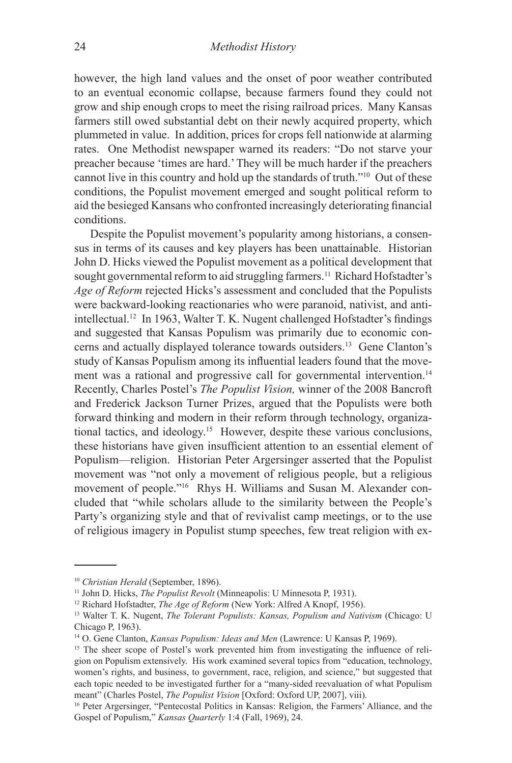however, the high land values and the onset of poor weather contributed to an eventual economic collapse, because farmers found they could not grow and ship enough crops to meet the rising railroad prices. Many Kansas farmers still owed substantial debt on their newly acquired property, which plummeted in value. In addition, prices for crops fell nationwide at alarming rates. One Methodist newspaper warned its readers: "Do not starve your preacher because 'times are hard.' They will be much harder if the preachers cannot live in this country and hold up the standards of truth."[10] Out of these conditions, the Populist movement emerged and sought political reform to aid the besieged Kansans who confronted increasingly deteriorating financial conditions.

Despite the Populist movement's popularity among historians, a consensus in terms of its causes and key players has been unattainable. Historian John D. Hicks viewed the Populist movement as a political development that sought governmental reform to aid struggling farmers.[11] Richard Hofstadter's *Age of Reform* rejected Hicks's assessment and concluded that the Populists were backward-looking reactionaries who were paranoid, nativist, and anti-intellectual.[12] In 1963, Walter T. K. Nugent challenged Hofstadter's findings and suggested that Kansas Populism was primarily due to economic concerns and actually displayed tolerance towards outsiders.[13] Gene Clanton's study of Kansas Populism among its influential leaders found that the movement was a rational and progressive call for governmental intervention.[14] Recently, Charles Postel's *The Populist Vision,* winner of the 2008 Bancroft and Frederick Jackson Turner Prizes, argued that the Populists were both forward thinking and modern in their reform through technology, organizational tactics, and ideology.[15] However, despite these various conclusions, these historians have given insufficient attention to an essential element of Populism—religion. Historian Peter Argersinger asserted that the Populist movement was "not only a movement of religious people, but a religious movement of people."[16] Rhys H. Williams and Susan M. Alexander concluded that "while scholars allude to the similarity between the People's Party's organizing style and that of revivalist camp meetings, or to the use of religious imagery in Populist stump speeches, few treat religion with ex-

---

[10] *Christian Herald* (September, 1896).

[11] John D. Hicks, *The Populist Revolt* (Minneapolis: U Minnesota P, 1931).

[12] Richard Hofstadter, *The Age of Reform* (New York: Alfred A Knopf, 1956).

[13] Walter T. K. Nugent, *The Tolerant Populists: Kansas, Populism and Nativism* (Chicago: U Chicago P, 1963).

[14] O. Gene Clanton, *Kansas Populism: Ideas and Men* (Lawrence: U Kansas P, 1969).

[15] The sheer scope of Postel's work prevented him from investigating the influence of religion on Populism extensively. His work examined several topics from "education, technology, women's rights, and business, to government, race, religion, and science," but suggested that each topic needed to be investigated further for a "many-sided reevaluation of what Populism meant" (Charles Postel, *The Populist Vision* [Oxford: Oxford UP, 2007], viii).

[16] Peter Argersinger, "Pentecostal Politics in Kansas: Religion, the Farmers' Alliance, and the Gospel of Populism," *Kansas Quarterly* 1:4 (Fall, 1969), 24.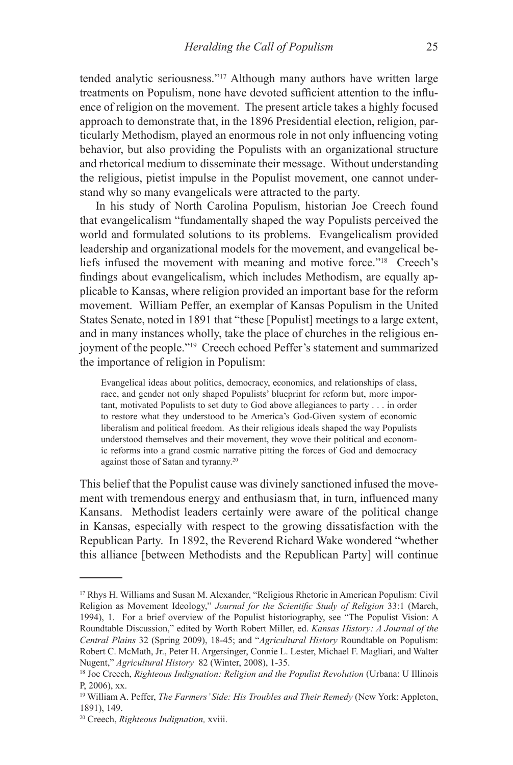tended analytic seriousness."[17] Although many authors have written large treatments on Populism, none have devoted sufficient attention to the influence of religion on the movement. The present article takes a highly focused approach to demonstrate that, in the 1896 Presidential election, religion, particularly Methodism, played an enormous role in not only influencing voting behavior, but also providing the Populists with an organizational structure and rhetorical medium to disseminate their message. Without understanding the religious, pietist impulse in the Populist movement, one cannot understand why so many evangelicals were attracted to the party.

In his study of North Carolina Populism, historian Joe Creech found that evangelicalism "fundamentally shaped the way Populists perceived the world and formulated solutions to its problems. Evangelicalism provided leadership and organizational models for the movement, and evangelical beliefs infused the movement with meaning and motive force."[18] Creech's findings about evangelicalism, which includes Methodism, are equally applicable to Kansas, where religion provided an important base for the reform movement. William Peffer, an exemplar of Kansas Populism in the United States Senate, noted in 1891 that "these [Populist] meetings to a large extent, and in many instances wholly, take the place of churches in the religious enjoyment of the people."[19] Creech echoed Peffer's statement and summarized the importance of religion in Populism:

> Evangelical ideas about politics, democracy, economics, and relationships of class, race, and gender not only shaped Populists' blueprint for reform but, more important, motivated Populists to set duty to God above allegiances to party . . . in order to restore what they understood to be America's God-Given system of economic liberalism and political freedom. As their religious ideals shaped the way Populists understood themselves and their movement, they wove their political and economic reforms into a grand cosmic narrative pitting the forces of God and democracy against those of Satan and tyranny.[20]

This belief that the Populist cause was divinely sanctioned infused the movement with tremendous energy and enthusiasm that, in turn, influenced many Kansans. Methodist leaders certainly were aware of the political change in Kansas, especially with respect to the growing dissatisfaction with the Republican Party. In 1892, the Reverend Richard Wake wondered "whether this alliance [between Methodists and the Republican Party] will continue

---

[17] Rhys H. Williams and Susan M. Alexander, "Religious Rhetoric in American Populism: Civil Religion as Movement Ideology," *Journal for the Scientific Study of Religion* 33:1 (March, 1994), 1. For a brief overview of the Populist historiography, see "The Populist Vision: A Roundtable Discussion," edited by Worth Robert Miller, ed. *Kansas History: A Journal of the Central Plains* 32 (Spring 2009), 18-45; and "*Agricultural History* Roundtable on Populism: Robert C. McMath, Jr., Peter H. Argersinger, Connie L. Lester, Michael F. Magliari, and Walter Nugent," *Agricultural History* 82 (Winter, 2008), 1-35.

[18] Joe Creech, *Righteous Indignation: Religion and the Populist Revolution* (Urbana: U Illinois P, 2006), xx.

[19] William A. Peffer, *The Farmers' Side: His Troubles and Their Remedy* (New York: Appleton, 1891), 149.

[20] Creech, *Righteous Indignation,* xviii.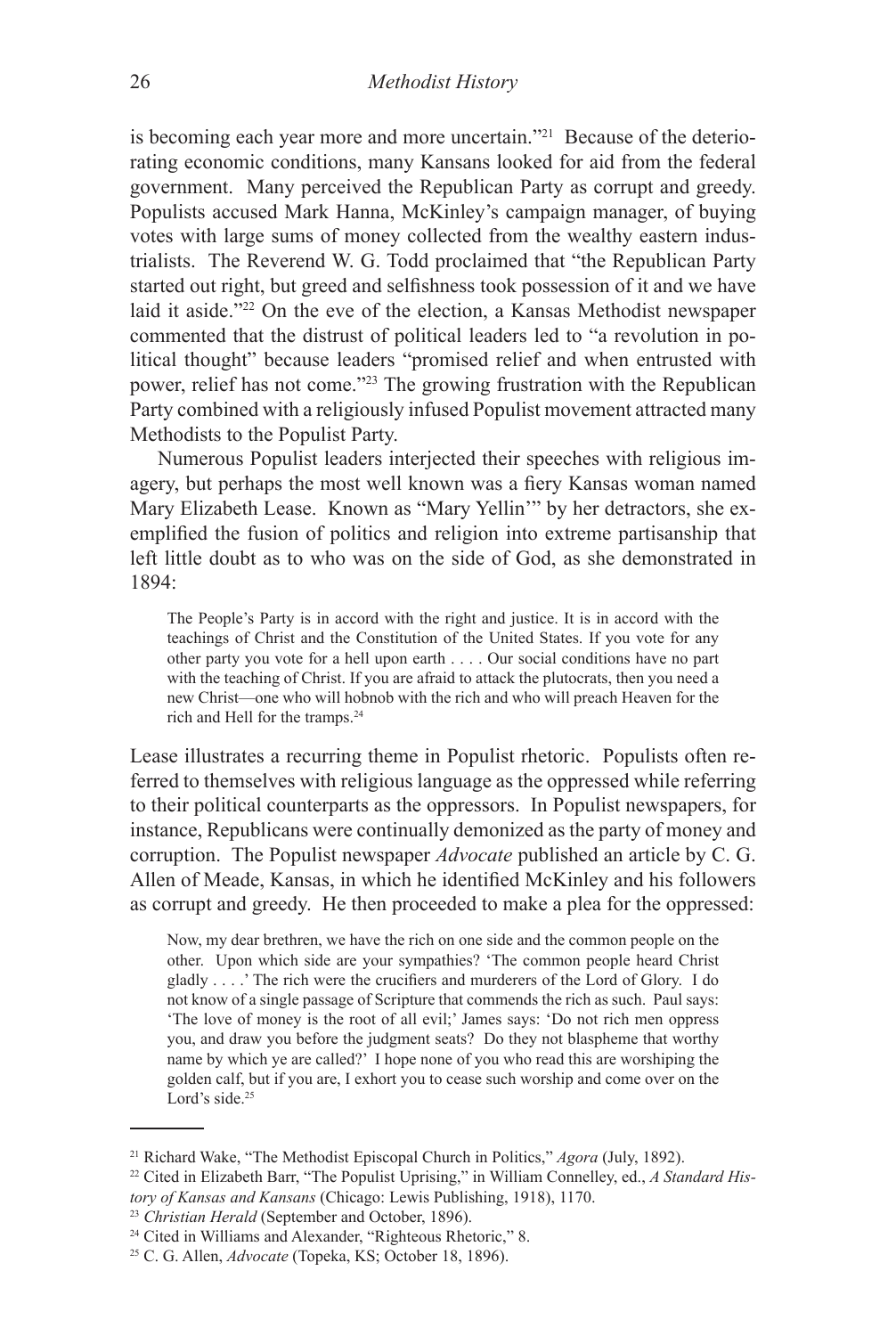is becoming each year more and more uncertain."[21] Because of the deteriorating economic conditions, many Kansans looked for aid from the federal government. Many perceived the Republican Party as corrupt and greedy. Populists accused Mark Hanna, McKinley's campaign manager, of buying votes with large sums of money collected from the wealthy eastern industrialists. The Reverend W. G. Todd proclaimed that "the Republican Party started out right, but greed and selfishness took possession of it and we have laid it aside."[22] On the eve of the election, a Kansas Methodist newspaper commented that the distrust of political leaders led to "a revolution in political thought" because leaders "promised relief and when entrusted with power, relief has not come."[23] The growing frustration with the Republican Party combined with a religiously infused Populist movement attracted many Methodists to the Populist Party.

Numerous Populist leaders interjected their speeches with religious imagery, but perhaps the most well known was a fiery Kansas woman named Mary Elizabeth Lease. Known as "Mary Yellin'" by her detractors, she exemplified the fusion of politics and religion into extreme partisanship that left little doubt as to who was on the side of God, as she demonstrated in 1894:

> The People's Party is in accord with the right and justice. It is in accord with the teachings of Christ and the Constitution of the United States. If you vote for any other party you vote for a hell upon earth . . . . Our social conditions have no part with the teaching of Christ. If you are afraid to attack the plutocrats, then you need a new Christ—one who will hobnob with the rich and who will preach Heaven for the rich and Hell for the tramps.[24]

Lease illustrates a recurring theme in Populist rhetoric. Populists often referred to themselves with religious language as the oppressed while referring to their political counterparts as the oppressors. In Populist newspapers, for instance, Republicans were continually demonized as the party of money and corruption. The Populist newspaper *Advocate* published an article by C. G. Allen of Meade, Kansas, in which he identified McKinley and his followers as corrupt and greedy. He then proceeded to make a plea for the oppressed:

> Now, my dear brethren, we have the rich on one side and the common people on the other. Upon which side are your sympathies? 'The common people heard Christ gladly . . . .' The rich were the crucifiers and murderers of the Lord of Glory. I do not know of a single passage of Scripture that commends the rich as such. Paul says: 'The love of money is the root of all evil;' James says: 'Do not rich men oppress you, and draw you before the judgment seats? Do they not blaspheme that worthy name by which ye are called?' I hope none of you who read this are worshiping the golden calf, but if you are, I exhort you to cease such worship and come over on the Lord's side.[25]

---

[21] Richard Wake, "The Methodist Episcopal Church in Politics," *Agora* (July, 1892).

[22] Cited in Elizabeth Barr, "The Populist Uprising," in William Connelley, ed., *A Standard History of Kansas and Kansans* (Chicago: Lewis Publishing, 1918), 1170.

[23] *Christian Herald* (September and October, 1896).

[24] Cited in Williams and Alexander, "Righteous Rhetoric," 8.

[25] C. G. Allen, *Advocate* (Topeka, KS; October 18, 1896).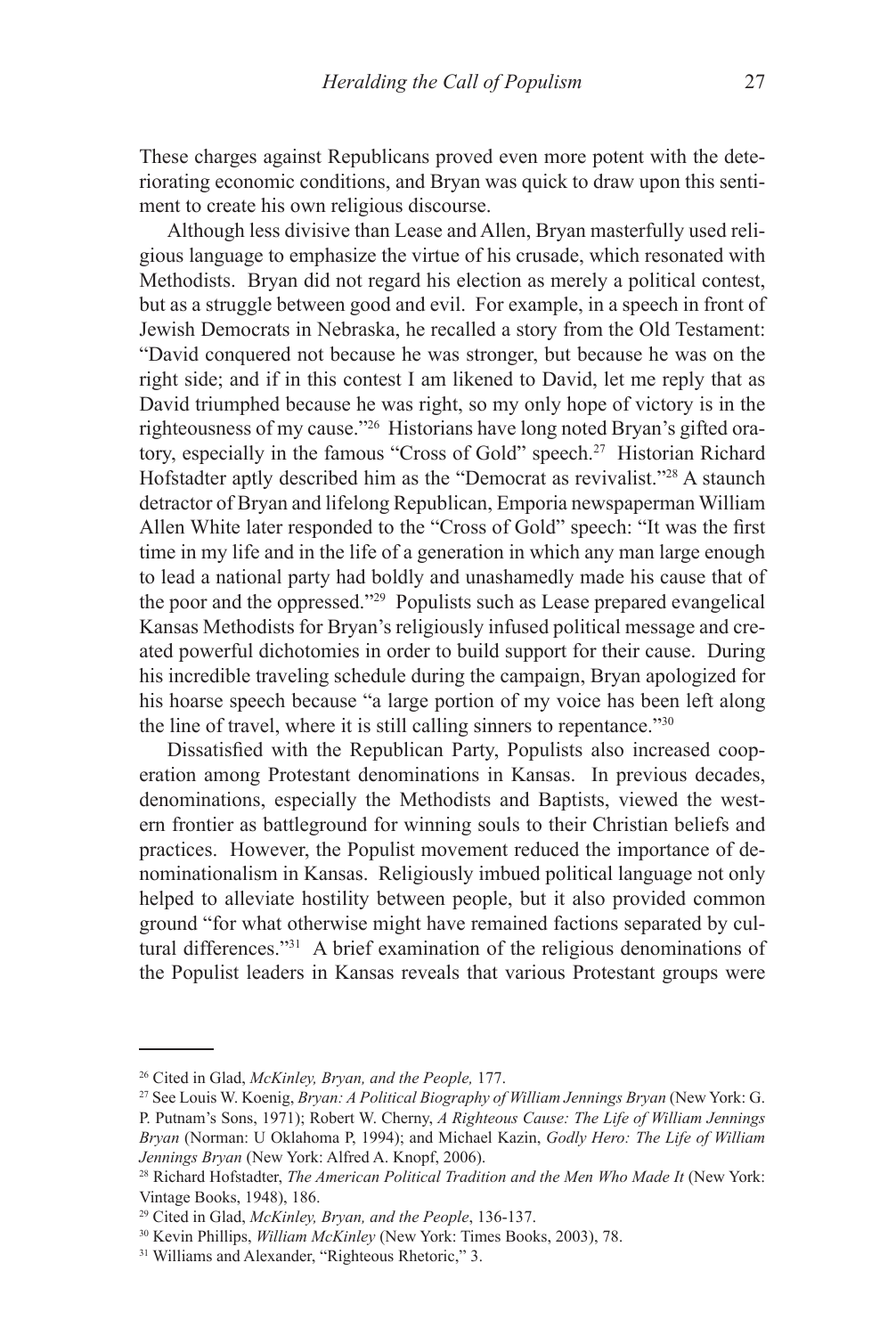These charges against Republicans proved even more potent with the deteriorating economic conditions, and Bryan was quick to draw upon this sentiment to create his own religious discourse.

Although less divisive than Lease and Allen, Bryan masterfully used religious language to emphasize the virtue of his crusade, which resonated with Methodists. Bryan did not regard his election as merely a political contest, but as a struggle between good and evil. For example, in a speech in front of Jewish Democrats in Nebraska, he recalled a story from the Old Testament: "David conquered not because he was stronger, but because he was on the right side; and if in this contest I am likened to David, let me reply that as David triumphed because he was right, so my only hope of victory is in the righteousness of my cause."[26] Historians have long noted Bryan's gifted oratory, especially in the famous "Cross of Gold" speech.[27] Historian Richard Hofstadter aptly described him as the "Democrat as revivalist."[28] A staunch detractor of Bryan and lifelong Republican, Emporia newspaperman William Allen White later responded to the "Cross of Gold" speech: "It was the first time in my life and in the life of a generation in which any man large enough to lead a national party had boldly and unashamedly made his cause that of the poor and the oppressed."[29] Populists such as Lease prepared evangelical Kansas Methodists for Bryan's religiously infused political message and created powerful dichotomies in order to build support for their cause. During his incredible traveling schedule during the campaign, Bryan apologized for his hoarse speech because "a large portion of my voice has been left along the line of travel, where it is still calling sinners to repentance."[30]

Dissatisfied with the Republican Party, Populists also increased cooperation among Protestant denominations in Kansas. In previous decades, denominations, especially the Methodists and Baptists, viewed the western frontier as battleground for winning souls to their Christian beliefs and practices. However, the Populist movement reduced the importance of denominationalism in Kansas. Religiously imbued political language not only helped to alleviate hostility between people, but it also provided common ground "for what otherwise might have remained factions separated by cultural differences."[31] A brief examination of the religious denominations of the Populist leaders in Kansas reveals that various Protestant groups were

---

[26] Cited in Glad, *McKinley, Bryan, and the People,* 177.

[27] See Louis W. Koenig, *Bryan: A Political Biography of William Jennings Bryan* (New York: G. P. Putnam's Sons, 1971); Robert W. Cherny, *A Righteous Cause: The Life of William Jennings Bryan* (Norman: U Oklahoma P, 1994); and Michael Kazin, *Godly Hero: The Life of William Jennings Bryan* (New York: Alfred A. Knopf, 2006).

[28] Richard Hofstadter, *The American Political Tradition and the Men Who Made It* (New York: Vintage Books, 1948), 186.

[29] Cited in Glad, *McKinley, Bryan, and the People*, 136-137.

[30] Kevin Phillips, *William McKinley* (New York: Times Books, 2003), 78.

[31] Williams and Alexander, "Righteous Rhetoric," 3.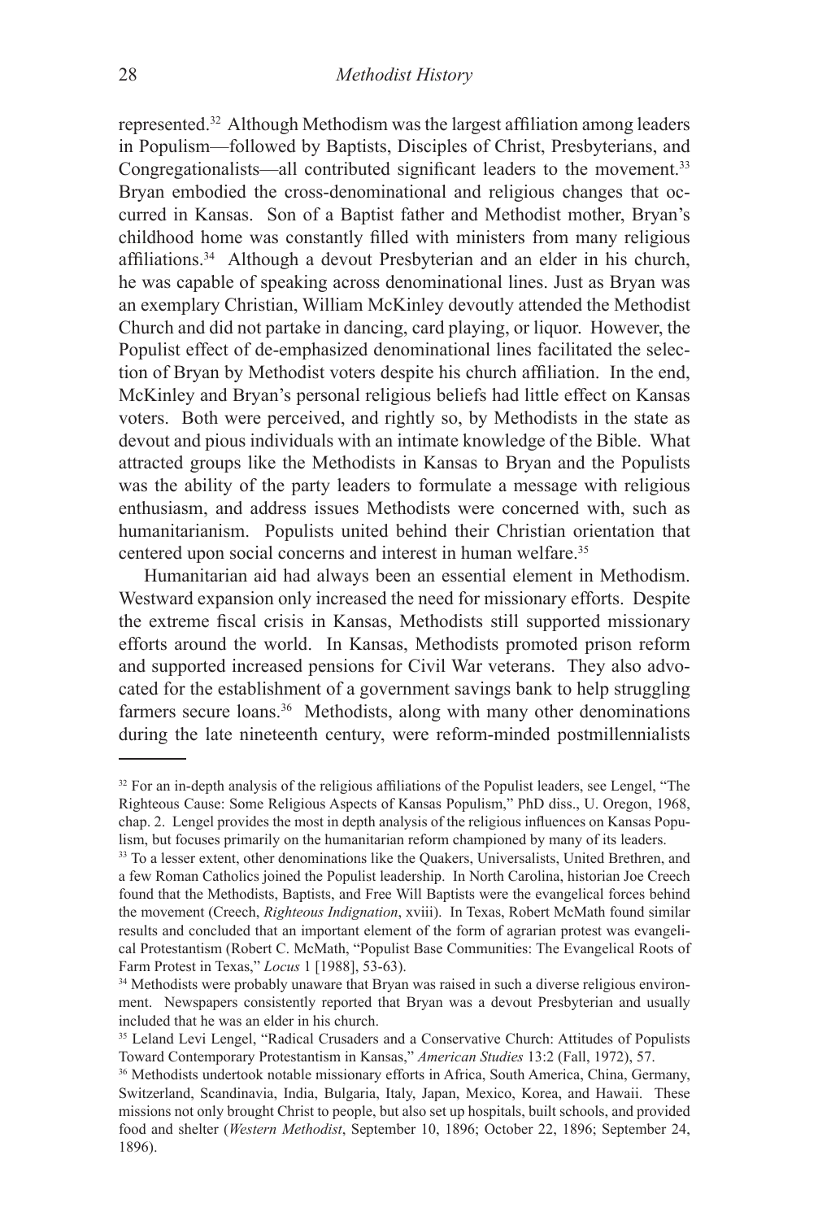represented.[32] Although Methodism was the largest affiliation among leaders in Populism—followed by Baptists, Disciples of Christ, Presbyterians, and Congregationalists—all contributed significant leaders to the movement.[33] Bryan embodied the cross-denominational and religious changes that occurred in Kansas. Son of a Baptist father and Methodist mother, Bryan's childhood home was constantly filled with ministers from many religious affiliations.[34] Although a devout Presbyterian and an elder in his church, he was capable of speaking across denominational lines. Just as Bryan was an exemplary Christian, William McKinley devoutly attended the Methodist Church and did not partake in dancing, card playing, or liquor. However, the Populist effect of de-emphasized denominational lines facilitated the selection of Bryan by Methodist voters despite his church affiliation. In the end, McKinley and Bryan's personal religious beliefs had little effect on Kansas voters. Both were perceived, and rightly so, by Methodists in the state as devout and pious individuals with an intimate knowledge of the Bible. What attracted groups like the Methodists in Kansas to Bryan and the Populists was the ability of the party leaders to formulate a message with religious enthusiasm, and address issues Methodists were concerned with, such as humanitarianism. Populists united behind their Christian orientation that centered upon social concerns and interest in human welfare.[35]

Humanitarian aid had always been an essential element in Methodism. Westward expansion only increased the need for missionary efforts. Despite the extreme fiscal crisis in Kansas, Methodists still supported missionary efforts around the world. In Kansas, Methodists promoted prison reform and supported increased pensions for Civil War veterans. They also advocated for the establishment of a government savings bank to help struggling farmers secure loans.[36] Methodists, along with many other denominations during the late nineteenth century, were reform-minded postmillennialists

---

[32] For an in-depth analysis of the religious affiliations of the Populist leaders, see Lengel, "The Righteous Cause: Some Religious Aspects of Kansas Populism," PhD diss., U. Oregon, 1968, chap. 2. Lengel provides the most in depth analysis of the religious influences on Kansas Populism, but focuses primarily on the humanitarian reform championed by many of its leaders.

[33] To a lesser extent, other denominations like the Quakers, Universalists, United Brethren, and a few Roman Catholics joined the Populist leadership. In North Carolina, historian Joe Creech found that the Methodists, Baptists, and Free Will Baptists were the evangelical forces behind the movement (Creech, *Righteous Indignation*, xviii). In Texas, Robert McMath found similar results and concluded that an important element of the form of agrarian protest was evangelical Protestantism (Robert C. McMath, "Populist Base Communities: The Evangelical Roots of Farm Protest in Texas," *Locus* 1 [1988], 53-63).

[34] Methodists were probably unaware that Bryan was raised in such a diverse religious environment. Newspapers consistently reported that Bryan was a devout Presbyterian and usually included that he was an elder in his church.

[35] Leland Levi Lengel, "Radical Crusaders and a Conservative Church: Attitudes of Populists Toward Contemporary Protestantism in Kansas," *American Studies* 13:2 (Fall, 1972), 57.

[36] Methodists undertook notable missionary efforts in Africa, South America, China, Germany, Switzerland, Scandinavia, India, Bulgaria, Italy, Japan, Mexico, Korea, and Hawaii. These missions not only brought Christ to people, but also set up hospitals, built schools, and provided food and shelter (*Western Methodist*, September 10, 1896; October 22, 1896; September 24, 1896).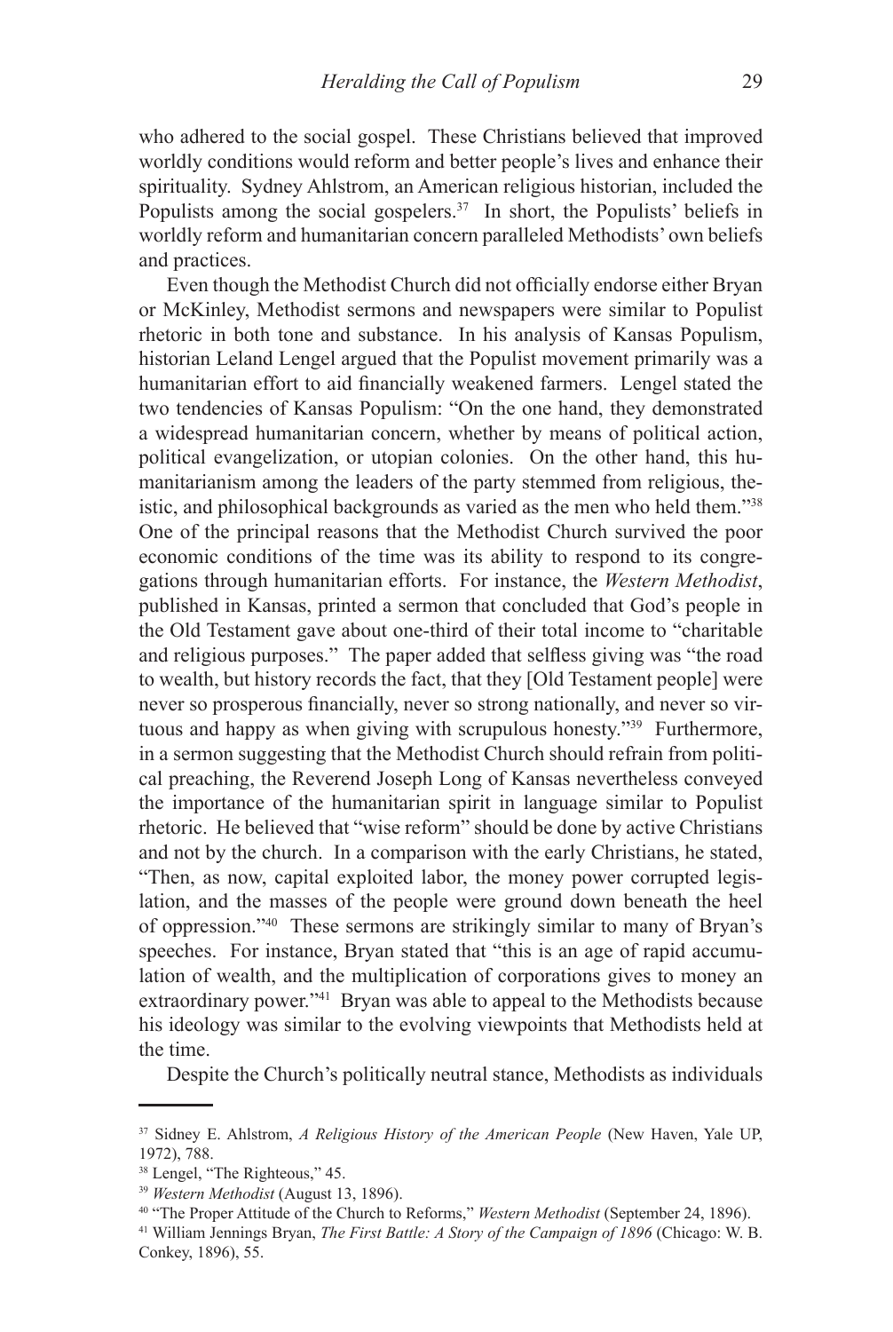who adhered to the social gospel. These Christians believed that improved worldly conditions would reform and better people's lives and enhance their spirituality. Sydney Ahlstrom, an American religious historian, included the Populists among the social gospelers.[37] In short, the Populists' beliefs in worldly reform and humanitarian concern paralleled Methodists' own beliefs and practices.

Even though the Methodist Church did not officially endorse either Bryan or McKinley, Methodist sermons and newspapers were similar to Populist rhetoric in both tone and substance. In his analysis of Kansas Populism, historian Leland Lengel argued that the Populist movement primarily was a humanitarian effort to aid financially weakened farmers. Lengel stated the two tendencies of Kansas Populism: "On the one hand, they demonstrated a widespread humanitarian concern, whether by means of political action, political evangelization, or utopian colonies. On the other hand, this humanitarianism among the leaders of the party stemmed from religious, theistic, and philosophical backgrounds as varied as the men who held them."[38] One of the principal reasons that the Methodist Church survived the poor economic conditions of the time was its ability to respond to its congregations through humanitarian efforts. For instance, the *Western Methodist*, published in Kansas, printed a sermon that concluded that God's people in the Old Testament gave about one-third of their total income to "charitable and religious purposes." The paper added that selfless giving was "the road to wealth, but history records the fact, that they [Old Testament people] were never so prosperous financially, never so strong nationally, and never so virtuous and happy as when giving with scrupulous honesty."[39] Furthermore, in a sermon suggesting that the Methodist Church should refrain from political preaching, the Reverend Joseph Long of Kansas nevertheless conveyed the importance of the humanitarian spirit in language similar to Populist rhetoric. He believed that "wise reform" should be done by active Christians and not by the church. In a comparison with the early Christians, he stated, "Then, as now, capital exploited labor, the money power corrupted legislation, and the masses of the people were ground down beneath the heel of oppression."[40] These sermons are strikingly similar to many of Bryan's speeches. For instance, Bryan stated that "this is an age of rapid accumulation of wealth, and the multiplication of corporations gives to money an extraordinary power."[41] Bryan was able to appeal to the Methodists because his ideology was similar to the evolving viewpoints that Methodists held at the time.

Despite the Church's politically neutral stance, Methodists as individuals

---

[37] Sidney E. Ahlstrom, *A Religious History of the American People* (New Haven, Yale UP, 1972), 788.

[38] Lengel, "The Righteous," 45.

[39] *Western Methodist* (August 13, 1896).

[40] "The Proper Attitude of the Church to Reforms," *Western Methodist* (September 24, 1896).

[41] William Jennings Bryan, *The First Battle: A Story of the Campaign of 1896* (Chicago: W. B. Conkey, 1896), 55.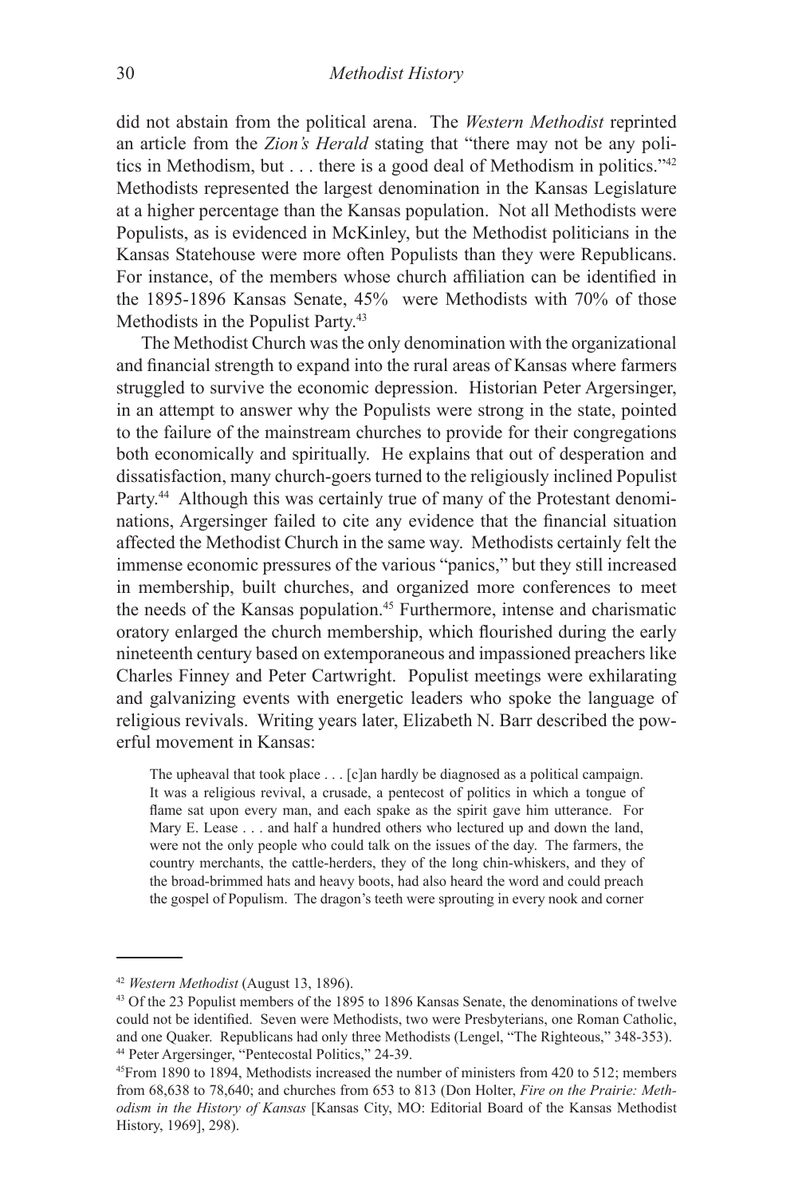did not abstain from the political arena. The *Western Methodist* reprinted an article from the *Zion's Herald* stating that "there may not be any politics in Methodism, but . . . there is a good deal of Methodism in politics."[42] Methodists represented the largest denomination in the Kansas Legislature at a higher percentage than the Kansas population. Not all Methodists were Populists, as is evidenced in McKinley, but the Methodist politicians in the Kansas Statehouse were more often Populists than they were Republicans. For instance, of the members whose church affiliation can be identified in the 1895-1896 Kansas Senate, 45% were Methodists with 70% of those Methodists in the Populist Party.[43]

The Methodist Church was the only denomination with the organizational and financial strength to expand into the rural areas of Kansas where farmers struggled to survive the economic depression. Historian Peter Argersinger, in an attempt to answer why the Populists were strong in the state, pointed to the failure of the mainstream churches to provide for their congregations both economically and spiritually. He explains that out of desperation and dissatisfaction, many church-goers turned to the religiously inclined Populist Party.[44] Although this was certainly true of many of the Protestant denominations, Argersinger failed to cite any evidence that the financial situation affected the Methodist Church in the same way. Methodists certainly felt the immense economic pressures of the various "panics," but they still increased in membership, built churches, and organized more conferences to meet the needs of the Kansas population.[45] Furthermore, intense and charismatic oratory enlarged the church membership, which flourished during the early nineteenth century based on extemporaneous and impassioned preachers like Charles Finney and Peter Cartwright. Populist meetings were exhilarating and galvanizing events with energetic leaders who spoke the language of religious revivals. Writing years later, Elizabeth N. Barr described the powerful movement in Kansas:

> The upheaval that took place . . . [c]an hardly be diagnosed as a political campaign. It was a religious revival, a crusade, a pentecost of politics in which a tongue of flame sat upon every man, and each spake as the spirit gave him utterance. For Mary E. Lease . . . and half a hundred others who lectured up and down the land, were not the only people who could talk on the issues of the day. The farmers, the country merchants, the cattle-herders, they of the long chin-whiskers, and they of the broad-brimmed hats and heavy boots, had also heard the word and could preach the gospel of Populism. The dragon's teeth were sprouting in every nook and corner

---

[42] *Western Methodist* (August 13, 1896).

[43] Of the 23 Populist members of the 1895 to 1896 Kansas Senate, the denominations of twelve could not be identified. Seven were Methodists, two were Presbyterians, one Roman Catholic, and one Quaker. Republicans had only three Methodists (Lengel, "The Righteous," 348-353).

[44] Peter Argersinger, "Pentecostal Politics," 24-39.

[45] From 1890 to 1894, Methodists increased the number of ministers from 420 to 512; members from 68,638 to 78,640; and churches from 653 to 813 (Don Holter, *Fire on the Prairie: Methodism in the History of Kansas* [Kansas City, MO: Editorial Board of the Kansas Methodist History, 1969], 298).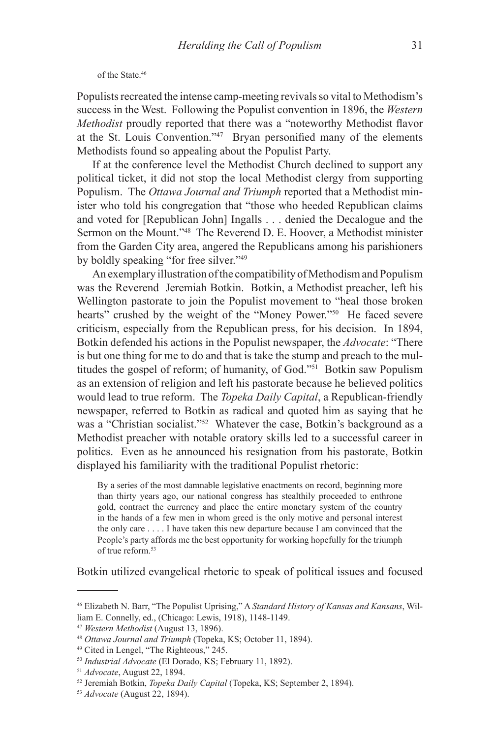of the State.[46]

Populists recreated the intense camp-meeting revivals so vital to Methodism's success in the West. Following the Populist convention in 1896, the *Western Methodist* proudly reported that there was a "noteworthy Methodist flavor at the St. Louis Convention."[47] Bryan personified many of the elements Methodists found so appealing about the Populist Party.

If at the conference level the Methodist Church declined to support any political ticket, it did not stop the local Methodist clergy from supporting Populism. The *Ottawa Journal and Triumph* reported that a Methodist minister who told his congregation that "those who heeded Republican claims and voted for [Republican John] Ingalls . . . denied the Decalogue and the Sermon on the Mount."[48] The Reverend D. E. Hoover, a Methodist minister from the Garden City area, angered the Republicans among his parishioners by boldly speaking "for free silver."[49]

An exemplary illustration of the compatibility of Methodism and Populism was the Reverend Jeremiah Botkin. Botkin, a Methodist preacher, left his Wellington pastorate to join the Populist movement to "heal those broken hearts" crushed by the weight of the "Money Power."[50] He faced severe criticism, especially from the Republican press, for his decision. In 1894, Botkin defended his actions in the Populist newspaper, the *Advocate*: "There is but one thing for me to do and that is take the stump and preach to the multitudes the gospel of reform; of humanity, of God."[51] Botkin saw Populism as an extension of religion and left his pastorate because he believed politics would lead to true reform. The *Topeka Daily Capital*, a Republican-friendly newspaper, referred to Botkin as radical and quoted him as saying that he was a "Christian socialist."[52] Whatever the case, Botkin's background as a Methodist preacher with notable oratory skills led to a successful career in politics. Even as he announced his resignation from his pastorate, Botkin displayed his familiarity with the traditional Populist rhetoric:

> By a series of the most damnable legislative enactments on record, beginning more than thirty years ago, our national congress has stealthily proceeded to enthrone gold, contract the currency and place the entire monetary system of the country in the hands of a few men in whom greed is the only motive and personal interest the only care . . . . I have taken this new departure because I am convinced that the People's party affords me the best opportunity for working hopefully for the triumph of true reform.[53]

Botkin utilized evangelical rhetoric to speak of political issues and focused

---

[46] Elizabeth N. Barr, "The Populist Uprising," A *Standard History of Kansas and Kansans*, William E. Connelly, ed., (Chicago: Lewis, 1918), 1148-1149.

[47] *Western Methodist* (August 13, 1896).

[48] *Ottawa Journal and Triumph* (Topeka, KS; October 11, 1894).

[49] Cited in Lengel, "The Righteous," 245.

[50] *Industrial Advocate* (El Dorado, KS; February 11, 1892).

[51] *Advocate*, August 22, 1894.

[52] Jeremiah Botkin, *Topeka Daily Capital* (Topeka, KS; September 2, 1894).

[53] *Advocate* (August 22, 1894).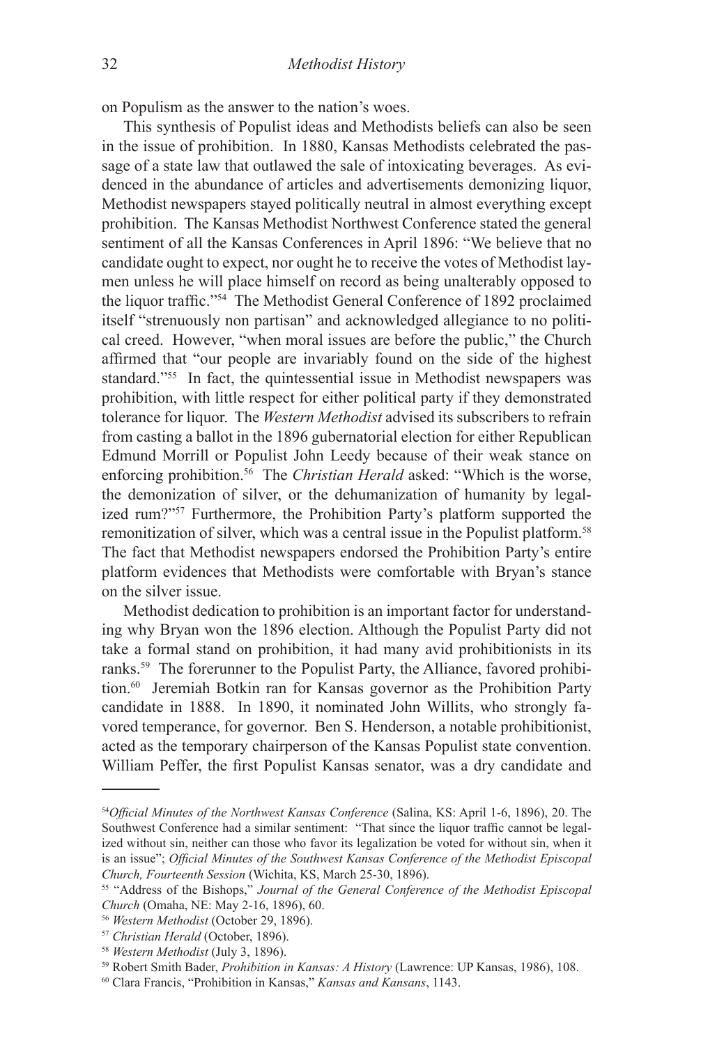on Populism as the answer to the nation's woes.

This synthesis of Populist ideas and Methodists beliefs can also be seen in the issue of prohibition. In 1880, Kansas Methodists celebrated the passage of a state law that outlawed the sale of intoxicating beverages. As evidenced in the abundance of articles and advertisements demonizing liquor, Methodist newspapers stayed politically neutral in almost everything except prohibition. The Kansas Methodist Northwest Conference stated the general sentiment of all the Kansas Conferences in April 1896: "We believe that no candidate ought to expect, nor ought he to receive the votes of Methodist laymen unless he will place himself on record as being unalterably opposed to the liquor traffic."[54] The Methodist General Conference of 1892 proclaimed itself "strenuously non partisan" and acknowledged allegiance to no political creed. However, "when moral issues are before the public," the Church affirmed that "our people are invariably found on the side of the highest standard."[55] In fact, the quintessential issue in Methodist newspapers was prohibition, with little respect for either political party if they demonstrated tolerance for liquor. The *Western Methodist* advised its subscribers to refrain from casting a ballot in the 1896 gubernatorial election for either Republican Edmund Morrill or Populist John Leedy because of their weak stance on enforcing prohibition.[56] The *Christian Herald* asked: "Which is the worse, the demonization of silver, or the dehumanization of humanity by legalized rum?"[57] Furthermore, the Prohibition Party's platform supported the remonitization of silver, which was a central issue in the Populist platform.[58] The fact that Methodist newspapers endorsed the Prohibition Party's entire platform evidences that Methodists were comfortable with Bryan's stance on the silver issue.

Methodist dedication to prohibition is an important factor for understanding why Bryan won the 1896 election. Although the Populist Party did not take a formal stand on prohibition, it had many avid prohibitionists in its ranks.[59] The forerunner to the Populist Party, the Alliance, favored prohibition.[60] Jeremiah Botkin ran for Kansas governor as the Prohibition Party candidate in 1888. In 1890, it nominated John Willits, who strongly favored temperance, for governor. Ben S. Henderson, a notable prohibitionist, acted as the temporary chairperson of the Kansas Populist state convention. William Peffer, the first Populist Kansas senator, was a dry candidate and

---

[54] *Official Minutes of the Northwest Kansas Conference* (Salina, KS: April 1-6, 1896), 20. The Southwest Conference had a similar sentiment: "That since the liquor traffic cannot be legalized without sin, neither can those who favor its legalization be voted for without sin, when it is an issue"; *Official Minutes of the Southwest Kansas Conference of the Methodist Episcopal Church, Fourteenth Session* (Wichita, KS, March 25-30, 1896).

[55] "Address of the Bishops," *Journal of the General Conference of the Methodist Episcopal Church* (Omaha, NE: May 2-16, 1896), 60.

[56] *Western Methodist* (October 29, 1896).

[57] *Christian Herald* (October, 1896).

[58] *Western Methodist* (July 3, 1896).

[59] Robert Smith Bader, *Prohibition in Kansas: A History* (Lawrence: UP Kansas, 1986), 108.

[60] Clara Francis, "Prohibition in Kansas," *Kansas and Kansans*, 1143.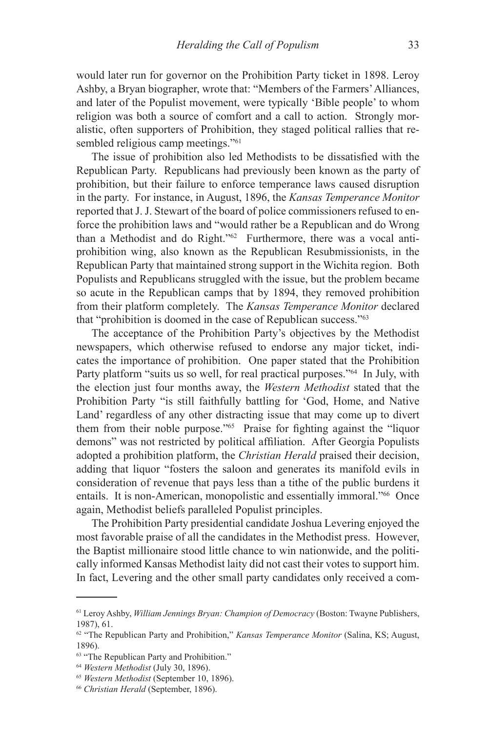would later run for governor on the Prohibition Party ticket in 1898. Leroy Ashby, a Bryan biographer, wrote that: "Members of the Farmers' Alliances, and later of the Populist movement, were typically 'Bible people' to whom religion was both a source of comfort and a call to action. Strongly moralistic, often supporters of Prohibition, they staged political rallies that resembled religious camp meetings."[61]

The issue of prohibition also led Methodists to be dissatisfied with the Republican Party. Republicans had previously been known as the party of prohibition, but their failure to enforce temperance laws caused disruption in the party. For instance, in August, 1896, the *Kansas Temperance Monitor* reported that J. J. Stewart of the board of police commissioners refused to enforce the prohibition laws and "would rather be a Republican and do Wrong than a Methodist and do Right."[62] Furthermore, there was a vocal anti-prohibition wing, also known as the Republican Resubmissionists, in the Republican Party that maintained strong support in the Wichita region. Both Populists and Republicans struggled with the issue, but the problem became so acute in the Republican camps that by 1894, they removed prohibition from their platform completely. The *Kansas Temperance Monitor* declared that "prohibition is doomed in the case of Republican success."[63]

The acceptance of the Prohibition Party's objectives by the Methodist newspapers, which otherwise refused to endorse any major ticket, indicates the importance of prohibition. One paper stated that the Prohibition Party platform "suits us so well, for real practical purposes."[64] In July, with the election just four months away, the *Western Methodist* stated that the Prohibition Party "is still faithfully battling for 'God, Home, and Native Land' regardless of any other distracting issue that may come up to divert them from their noble purpose."[65] Praise for fighting against the "liquor demons" was not restricted by political affiliation. After Georgia Populists adopted a prohibition platform, the *Christian Herald* praised their decision, adding that liquor "fosters the saloon and generates its manifold evils in consideration of revenue that pays less than a tithe of the public burdens it entails. It is non-American, monopolistic and essentially immoral."[66] Once again, Methodist beliefs paralleled Populist principles.

The Prohibition Party presidential candidate Joshua Levering enjoyed the most favorable praise of all the candidates in the Methodist press. However, the Baptist millionaire stood little chance to win nationwide, and the politically informed Kansas Methodist laity did not cast their votes to support him. In fact, Levering and the other small party candidates only received a com-

---

[61] Leroy Ashby, *William Jennings Bryan: Champion of Democracy* (Boston: Twayne Publishers, 1987), 61.

[62] "The Republican Party and Prohibition," *Kansas Temperance Monitor* (Salina, KS; August, 1896).

[63] "The Republican Party and Prohibition."

[64] *Western Methodist* (July 30, 1896).

[65] *Western Methodist* (September 10, 1896).

[66] *Christian Herald* (September, 1896).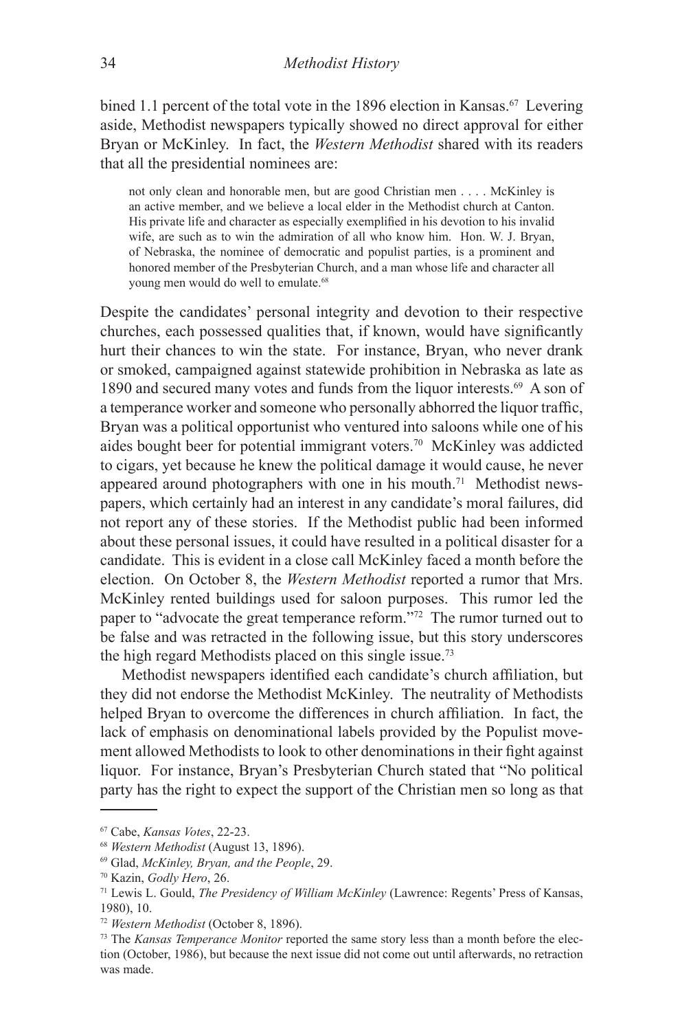bined 1.1 percent of the total vote in the 1896 election in Kansas.[67] Levering aside, Methodist newspapers typically showed no direct approval for either Bryan or McKinley. In fact, the *Western Methodist* shared with its readers that all the presidential nominees are:

> not only clean and honorable men, but are good Christian men . . . . McKinley is an active member, and we believe a local elder in the Methodist church at Canton. His private life and character as especially exemplified in his devotion to his invalid wife, are such as to win the admiration of all who know him. Hon. W. J. Bryan, of Nebraska, the nominee of democratic and populist parties, is a prominent and honored member of the Presbyterian Church, and a man whose life and character all young men would do well to emulate.[68]

Despite the candidates' personal integrity and devotion to their respective churches, each possessed qualities that, if known, would have significantly hurt their chances to win the state. For instance, Bryan, who never drank or smoked, campaigned against statewide prohibition in Nebraska as late as 1890 and secured many votes and funds from the liquor interests.[69] A son of a temperance worker and someone who personally abhorred the liquor traffic, Bryan was a political opportunist who ventured into saloons while one of his aides bought beer for potential immigrant voters.[70] McKinley was addicted to cigars, yet because he knew the political damage it would cause, he never appeared around photographers with one in his mouth.[71] Methodist newspapers, which certainly had an interest in any candidate's moral failures, did not report any of these stories. If the Methodist public had been informed about these personal issues, it could have resulted in a political disaster for a candidate. This is evident in a close call McKinley faced a month before the election. On October 8, the *Western Methodist* reported a rumor that Mrs. McKinley rented buildings used for saloon purposes. This rumor led the paper to "advocate the great temperance reform."[72] The rumor turned out to be false and was retracted in the following issue, but this story underscores the high regard Methodists placed on this single issue.[73]

Methodist newspapers identified each candidate's church affiliation, but they did not endorse the Methodist McKinley. The neutrality of Methodists helped Bryan to overcome the differences in church affiliation. In fact, the lack of emphasis on denominational labels provided by the Populist movement allowed Methodists to look to other denominations in their fight against liquor. For instance, Bryan's Presbyterian Church stated that "No political party has the right to expect the support of the Christian men so long as that

---

[67] Cabe, *Kansas Votes*, 22-23.

[68] *Western Methodist* (August 13, 1896).

[69] Glad, *McKinley, Bryan, and the People*, 29.

[70] Kazin, *Godly Hero*, 26.

[71] Lewis L. Gould, *The Presidency of William McKinley* (Lawrence: Regents' Press of Kansas, 1980), 10.

[72] *Western Methodist* (October 8, 1896).

[73] The *Kansas Temperance Monitor* reported the same story less than a month before the election (October, 1986), but because the next issue did not come out until afterwards, no retraction was made.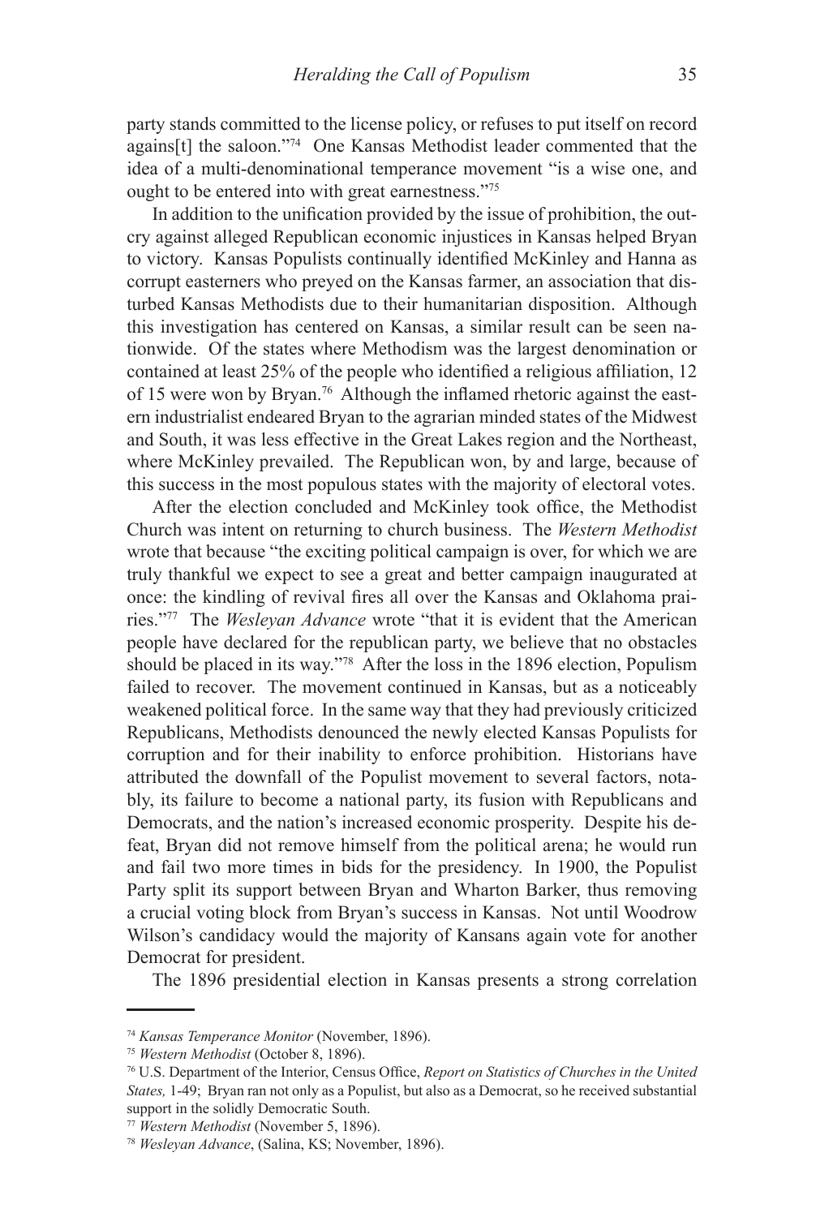party stands committed to the license policy, or refuses to put itself on record agains[t] the saloon."[74] One Kansas Methodist leader commented that the idea of a multi-denominational temperance movement "is a wise one, and ought to be entered into with great earnestness."[75]

In addition to the unification provided by the issue of prohibition, the outcry against alleged Republican economic injustices in Kansas helped Bryan to victory. Kansas Populists continually identified McKinley and Hanna as corrupt easterners who preyed on the Kansas farmer, an association that disturbed Kansas Methodists due to their humanitarian disposition. Although this investigation has centered on Kansas, a similar result can be seen nationwide. Of the states where Methodism was the largest denomination or contained at least 25% of the people who identified a religious affiliation, 12 of 15 were won by Bryan.[76] Although the inflamed rhetoric against the eastern industrialist endeared Bryan to the agrarian minded states of the Midwest and South, it was less effective in the Great Lakes region and the Northeast, where McKinley prevailed. The Republican won, by and large, because of this success in the most populous states with the majority of electoral votes.

After the election concluded and McKinley took office, the Methodist Church was intent on returning to church business. The *Western Methodist* wrote that because "the exciting political campaign is over, for which we are truly thankful we expect to see a great and better campaign inaugurated at once: the kindling of revival fires all over the Kansas and Oklahoma prairies."[77] The *Wesleyan Advance* wrote "that it is evident that the American people have declared for the republican party, we believe that no obstacles should be placed in its way."[78] After the loss in the 1896 election, Populism failed to recover. The movement continued in Kansas, but as a noticeably weakened political force. In the same way that they had previously criticized Republicans, Methodists denounced the newly elected Kansas Populists for corruption and for their inability to enforce prohibition. Historians have attributed the downfall of the Populist movement to several factors, notably, its failure to become a national party, its fusion with Republicans and Democrats, and the nation's increased economic prosperity. Despite his defeat, Bryan did not remove himself from the political arena; he would run and fail two more times in bids for the presidency. In 1900, the Populist Party split its support between Bryan and Wharton Barker, thus removing a crucial voting block from Bryan's success in Kansas. Not until Woodrow Wilson's candidacy would the majority of Kansans again vote for another Democrat for president.

The 1896 presidential election in Kansas presents a strong correlation

---

[74] *Kansas Temperance Monitor* (November, 1896).

[75] *Western Methodist* (October 8, 1896).

[76] U.S. Department of the Interior, Census Office, *Report on Statistics of Churches in the United States,* 1-49; Bryan ran not only as a Populist, but also as a Democrat, so he received substantial support in the solidly Democratic South.

[77] *Western Methodist* (November 5, 1896).

[78] *Wesleyan Advance*, (Salina, KS; November, 1896).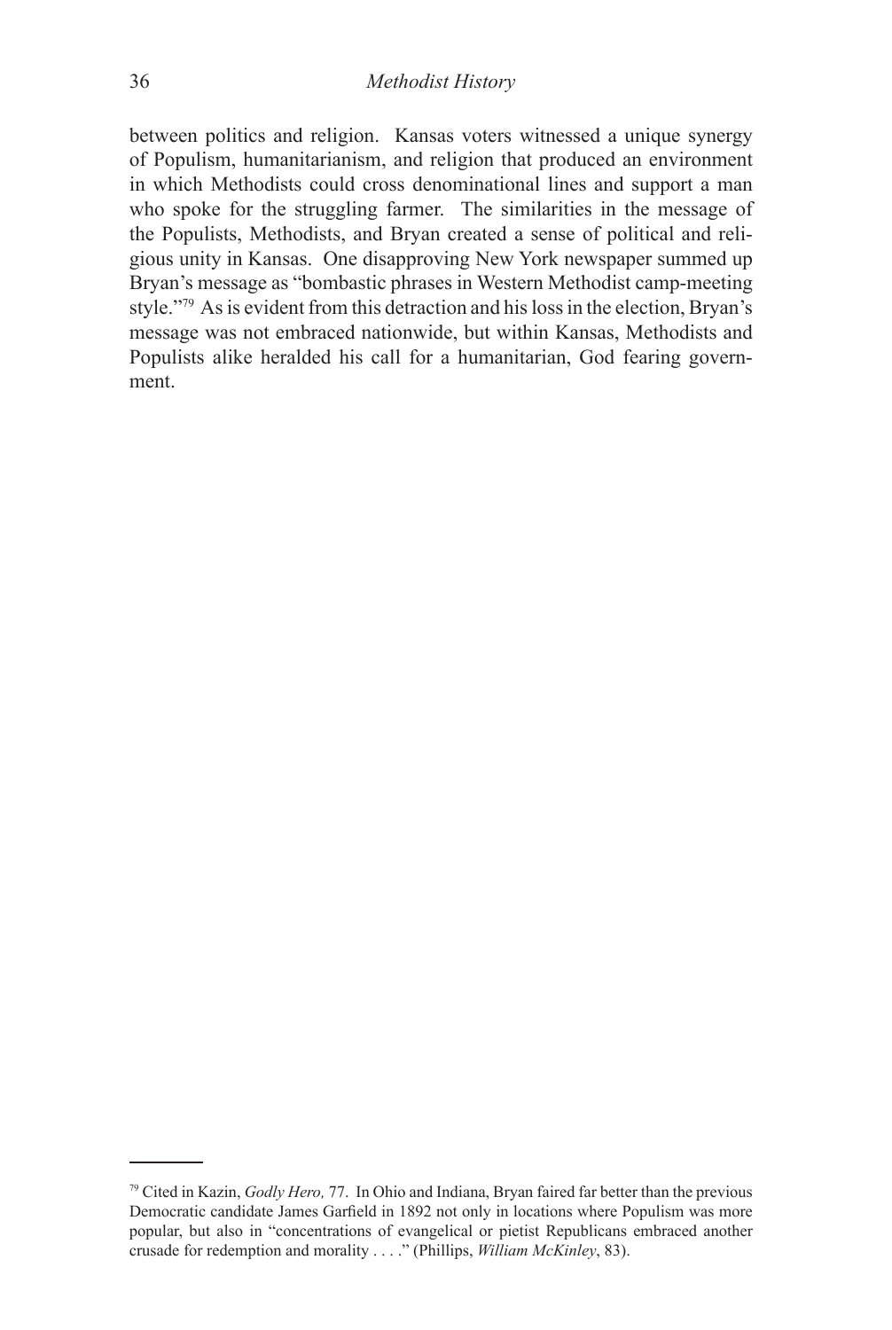between politics and religion. Kansas voters witnessed a unique synergy of Populism, humanitarianism, and religion that produced an environment in which Methodists could cross denominational lines and support a man who spoke for the struggling farmer. The similarities in the message of the Populists, Methodists, and Bryan created a sense of political and religious unity in Kansas. One disapproving New York newspaper summed up Bryan's message as "bombastic phrases in Western Methodist camp-meeting style."[79] As is evident from this detraction and his loss in the election, Bryan's message was not embraced nationwide, but within Kansas, Methodists and Populists alike heralded his call for a humanitarian, God fearing government.

---

[79] Cited in Kazin, *Godly Hero,* 77. In Ohio and Indiana, Bryan faired far better than the previous Democratic candidate James Garfield in 1892 not only in locations where Populism was more popular, but also in "concentrations of evangelical or pietist Republicans embraced another crusade for redemption and morality . . . ." (Phillips, *William McKinley*, 83).